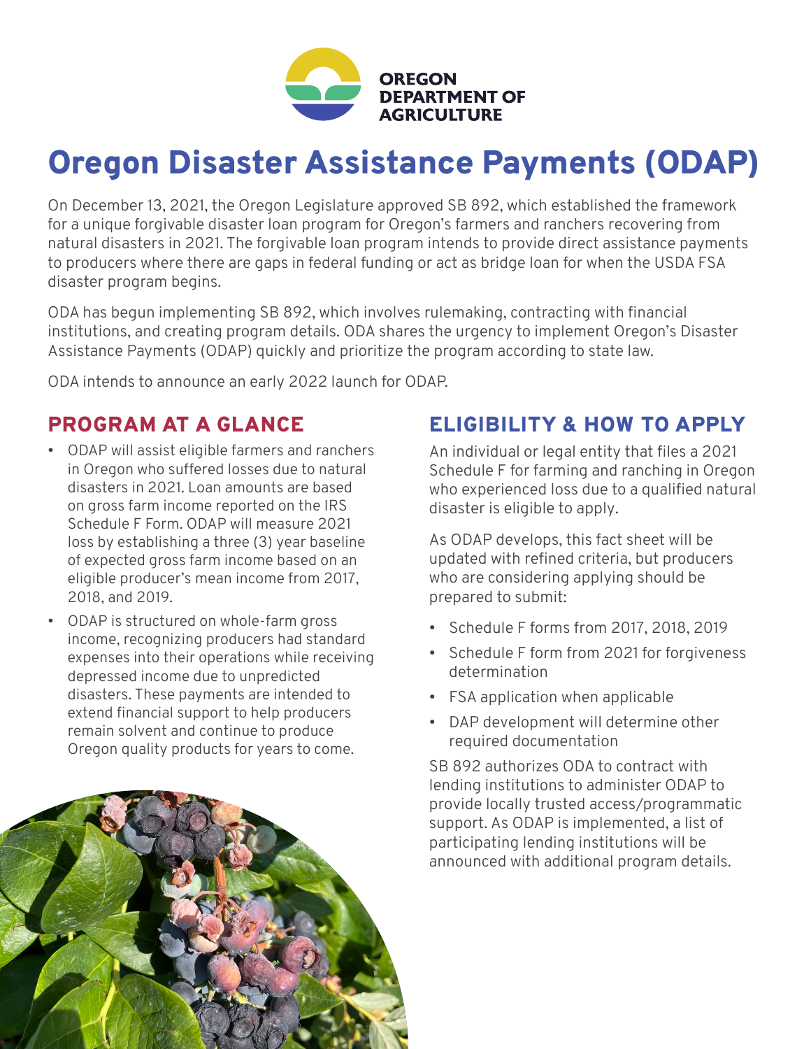OREGON DEPARTMENT OF AGRICULTURE

# Oregon Disaster Assistance Payments (ODAP)

On December 13, 2021, the Oregon Legislature approved SB 892, which established the framework for a unique forgivable disaster loan program for Oregon's farmers and ranchers recovering from natural disasters in 2021. The forgivable loan program intends to provide direct assistance payments to producers where there are gaps in federal funding or act as bridge loan for when the USDA FSA disaster program begins.

ODA has begun implementing SB 892, which involves rulemaking, contracting with financial institutions, and creating program details. ODA shares the urgency to implement Oregon's Disaster Assistance Payments (ODAP) quickly and prioritize the program according to state law.

ODA intends to announce an early 2022 launch for ODAP.

## PROGRAM AT A GLANCE

- ODAP will assist eligible farmers and ranchers in Oregon who suffered losses due to natural disasters in 2021. Loan amounts are based on gross farm income reported on the IRS Schedule F Form. ODAP will measure 2021 loss by establishing a three (3) year baseline of expected gross farm income based on an eligible producer's mean income from 2017, 2018, and 2019.
- ODAP is structured on whole-farm gross income, recognizing producers had standard expenses into their operations while receiving depressed income due to unpredicted disasters. These payments are intended to extend financial support to help producers remain solvent and continue to produce Oregon quality products for years to come.

## ELIGIBILITY & HOW TO APPLY

An individual or legal entity that files a 2021 Schedule F for farming and ranching in Oregon who experienced loss due to a qualified natural disaster is eligible to apply.

As ODAP develops, this fact sheet will be updated with refined criteria, but producers who are considering applying should be prepared to submit:

- Schedule F forms from 2017, 2018, 2019
- Schedule F form from 2021 for forgiveness determination
- FSA application when applicable
- DAP development will determine other required documentation

SB 892 authorizes ODA to contract with lending institutions to administer ODAP to provide locally trusted access/programmatic support. As ODAP is implemented, a list of participating lending institutions will be announced with additional program details.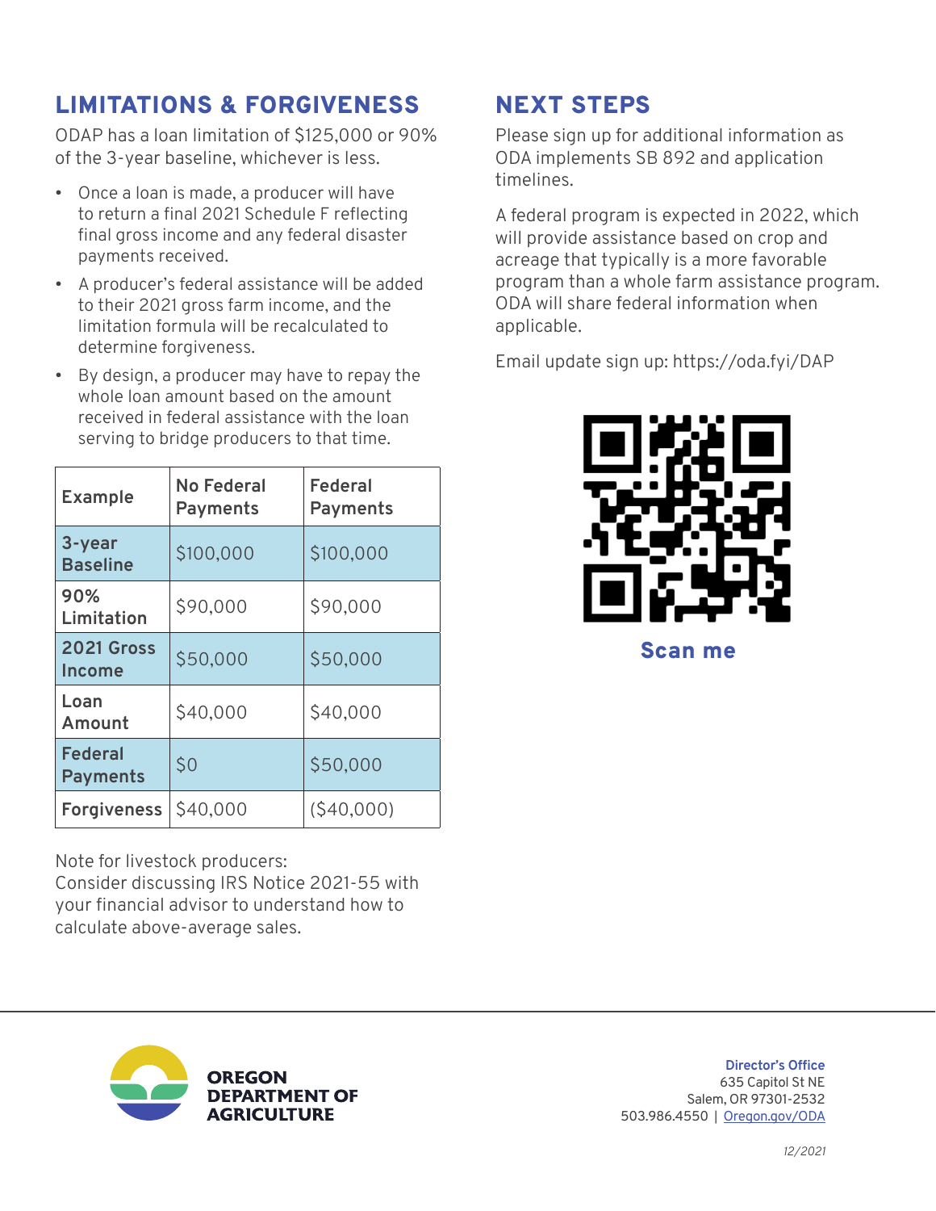## LIMITATIONS & FORGIVENESS

ODAP has a loan limitation of $125,000 or 90% of the 3-year baseline, whichever is less.

- Once a loan is made, a producer will have to return a final 2021 Schedule F reflecting final gross income and any federal disaster payments received.
- A producer's federal assistance will be added to their 2021 gross farm income, and the limitation formula will be recalculated to determine forgiveness.
- By design, a producer may have to repay the whole loan amount based on the amount received in federal assistance with the loan serving to bridge producers to that time.

| Example | No Federal Payments | Federal Payments |
|---|---|---|
| 3-year Baseline | $100,000 | $100,000 |
| 90% Limitation | $90,000 | $90,000 |
| 2021 Gross Income | $50,000 | $50,000 |
| Loan Amount | $40,000 | $40,000 |
| Federal Payments | $0 | $50,000 |
| Forgiveness | $40,000 | ($40,000) |

Note for livestock producers:
Consider discussing IRS Notice 2021-55 with your financial advisor to understand how to calculate above-average sales.

## NEXT STEPS

Please sign up for additional information as ODA implements SB 892 and application timelines.

A federal program is expected in 2022, which will provide assistance based on crop and acreage that typically is a more favorable program than a whole farm assistance program. ODA will share federal information when applicable.

Email update sign up: https://oda.fyi/DAP

**Scan me**

**OREGON DEPARTMENT OF AGRICULTURE**

**Director's Office**
635 Capitol St NE
Salem, OR 97301-2532
503.986.4550 | Oregon.gov/ODA

*12/2021*